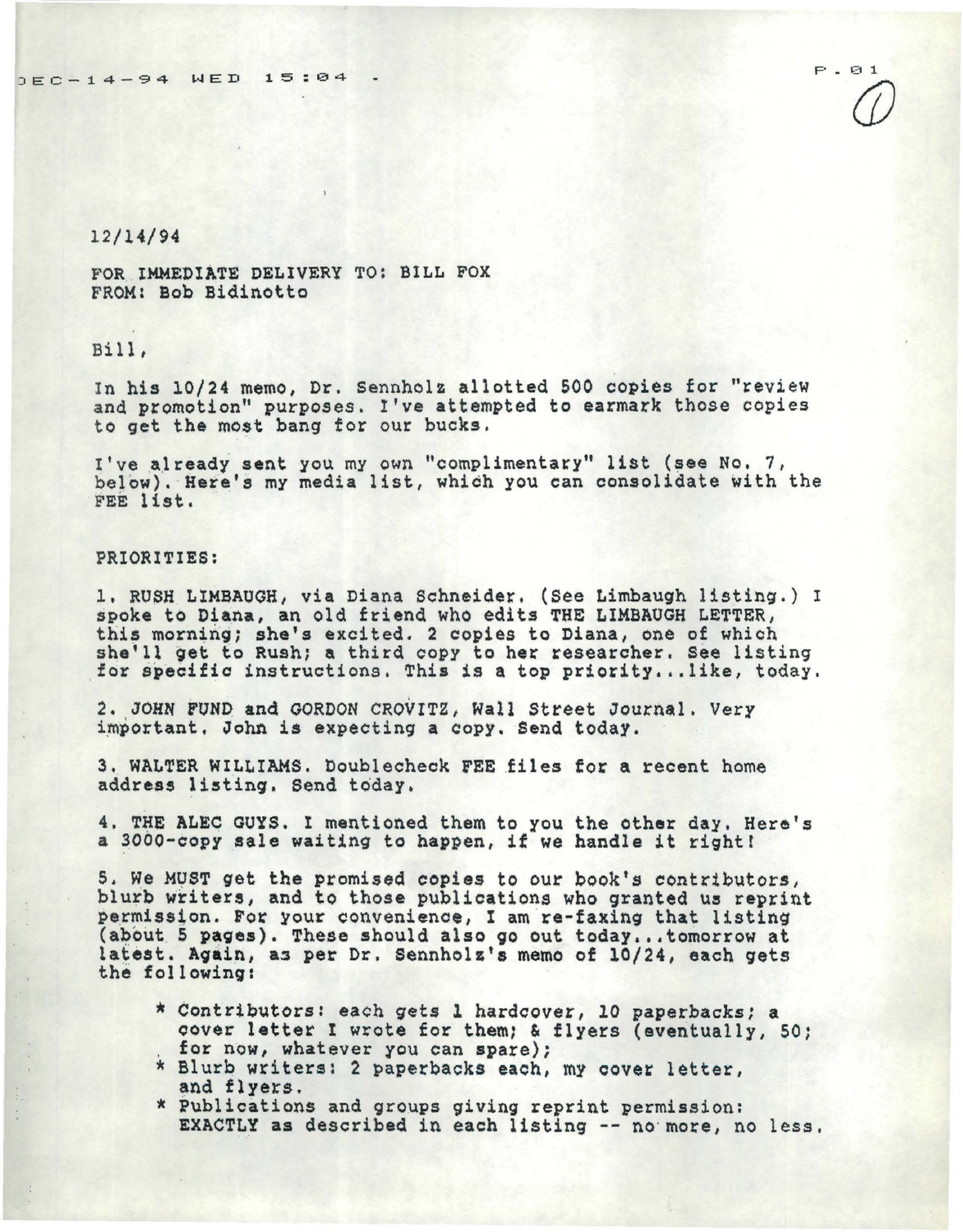12/14/94

FOR IMMEDIATE DELIVERY TO: BILL FOX
FROM: Bob Bidinotto

Bill,

In his 10/24 memo, Dr. Sennholz allotted 500 copies for "review and promotion" purposes. I've attempted to earmark those copies to get the most bang for our bucks.

I've already sent you my own "complimentary" list (see No. 7, below). Here's my media list, which you can consolidate with the FEE list.

PRIORITIES:

1. RUSH LIMBAUGH, via Diana Schneider. (See Limbaugh listing.) I spoke to Diana, an old friend who edits THE LIMBAUGH LETTER, this morning; she's excited. 2 copies to Diana, one of which she'll get to Rush; a third copy to her researcher. See listing for specific instructions. This is a top priority...like, today.

2. JOHN FUND and GORDON CROVITZ, Wall Street Journal. Very important. John is expecting a copy. Send today.

3. WALTER WILLIAMS. Doublecheck FEE files for a recent home address listing. Send today.

4. THE ALEC GUYS. I mentioned them to you the other day. Here's a 3000-copy sale waiting to happen, if we handle it right!

5. We MUST get the promised copies to our book's contributors, blurb writers, and to those publications who granted us reprint permission. For your convenience, I am re-faxing that listing (about 5 pages). These should also go out today...tomorrow at latest. Again, as per Dr. Sennholz's memo of 10/24, each gets the following:

* Contributors: each gets 1 hardcover, 10 paperbacks; a cover letter I wrote for them; & flyers (eventually, 50; for now, whatever you can spare);
* Blurb writers: 2 paperbacks each, my cover letter, and flyers.
* Publications and groups giving reprint permission: EXACTLY as described in each listing -- no more, no less.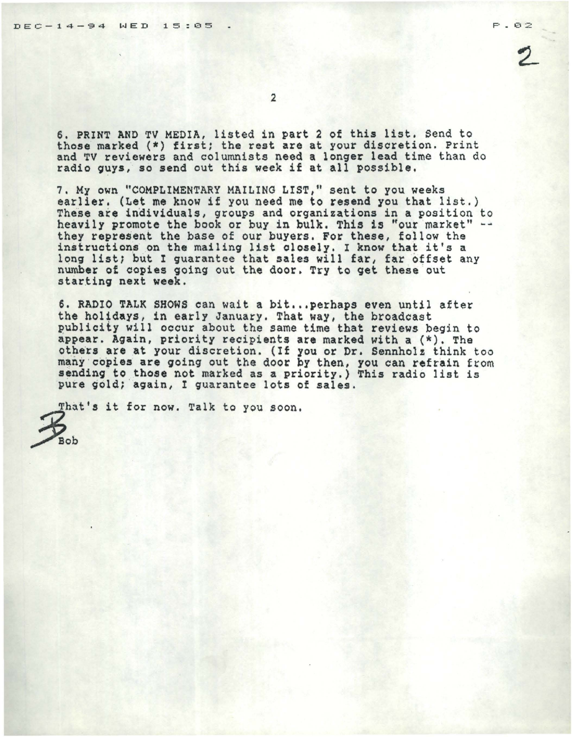6. PRINT AND TV MEDIA, listed in part 2 of this list. Send to those marked (*) first; the rest are at your discretion. Print and TV reviewers and columnists need a longer lead time than do radio guys, so send out this week if at all possible.

7. My own "COMPLIMENTARY MAILING LIST," sent to you weeks earlier. (Let me know if you need me to resend you that list.) These are individuals, groups and organizations in a position to heavily promote the book or buy in bulk. This is "our market" -- they represent the base of our buyers. For these, follow the instructions on the mailing list closely. I know that it's a long list; but I guarantee that sales will far, far offset any number of copies going out the door. Try to get these out starting next week.

6. RADIO TALK SHOWS can wait a bit...perhaps even until after the holidays, in early January. That way, the broadcast publicity will occur about the same time that reviews begin to appear. Again, priority recipients are marked with a (*). The others are at your discretion. (If you or Dr. Sennholz think too many copies are going out the door by then, you can refrain from sending to those not marked as a priority.) This radio list is pure gold; again, I guarantee lots of sales.

That's it for now. Talk to you soon.

B
Bob